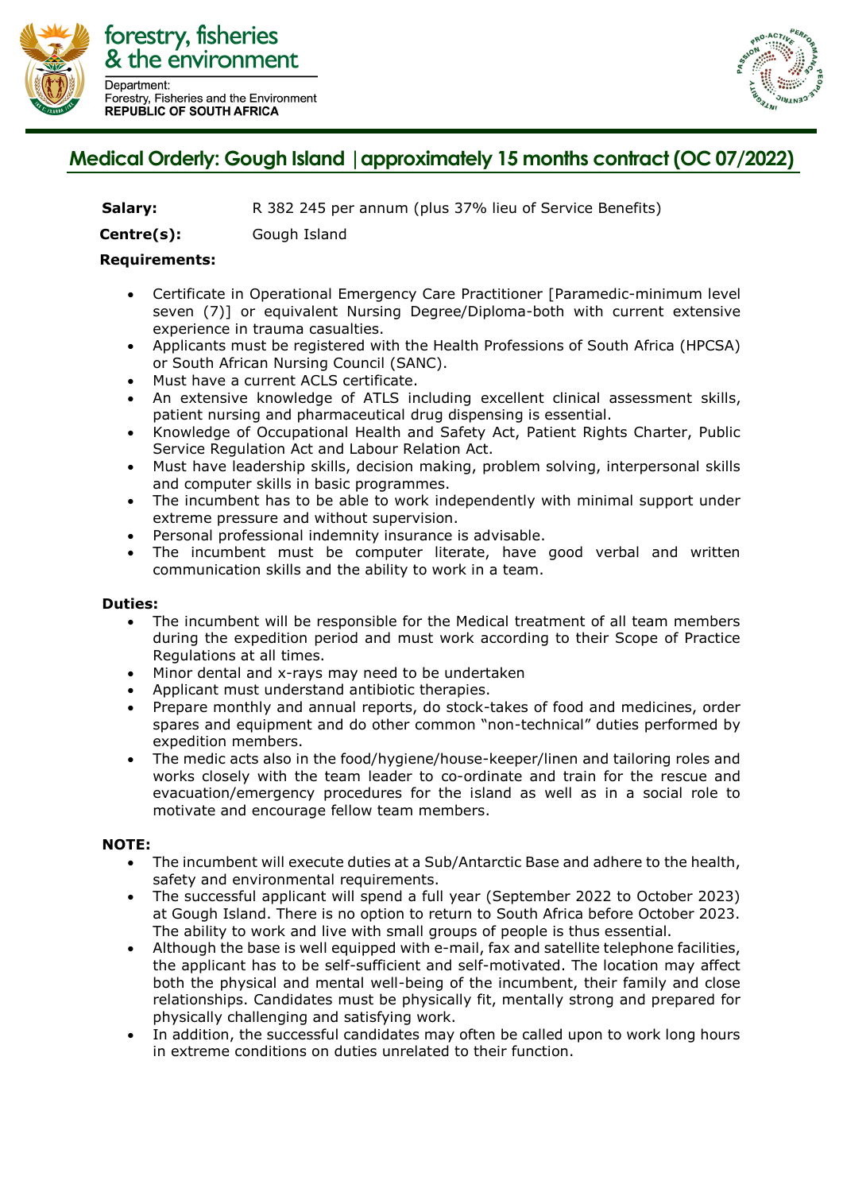forestry, fisheries & the environment

Department:
Forestry, Fisheries and the Environment
**REPUBLIC OF SOUTH AFRICA**

# Medical Orderly: Gough Island | approximately 15 months contract (OC 07/2022)

**Salary:** R 382 245 per annum (plus 37% lieu of Service Benefits)

**Centre(s):** Gough Island

**Requirements:**

- Certificate in Operational Emergency Care Practitioner [Paramedic-minimum level seven (7)] or equivalent Nursing Degree/Diploma-both with current extensive experience in trauma casualties.
- Applicants must be registered with the Health Professions of South Africa (HPCSA) or South African Nursing Council (SANC).
- Must have a current ACLS certificate.
- An extensive knowledge of ATLS including excellent clinical assessment skills, patient nursing and pharmaceutical drug dispensing is essential.
- Knowledge of Occupational Health and Safety Act, Patient Rights Charter, Public Service Regulation Act and Labour Relation Act.
- Must have leadership skills, decision making, problem solving, interpersonal skills and computer skills in basic programmes.
- The incumbent has to be able to work independently with minimal support under extreme pressure and without supervision.
- Personal professional indemnity insurance is advisable.
- The incumbent must be computer literate, have good verbal and written communication skills and the ability to work in a team.

**Duties:**

- The incumbent will be responsible for the Medical treatment of all team members during the expedition period and must work according to their Scope of Practice Regulations at all times.
- Minor dental and x-rays may need to be undertaken
- Applicant must understand antibiotic therapies.
- Prepare monthly and annual reports, do stock-takes of food and medicines, order spares and equipment and do other common "non-technical" duties performed by expedition members.
- The medic acts also in the food/hygiene/house-keeper/linen and tailoring roles and works closely with the team leader to co-ordinate and train for the rescue and evacuation/emergency procedures for the island as well as in a social role to motivate and encourage fellow team members.

**NOTE:**

- The incumbent will execute duties at a Sub/Antarctic Base and adhere to the health, safety and environmental requirements.
- The successful applicant will spend a full year (September 2022 to October 2023) at Gough Island. There is no option to return to South Africa before October 2023. The ability to work and live with small groups of people is thus essential.
- Although the base is well equipped with e-mail, fax and satellite telephone facilities, the applicant has to be self-sufficient and self-motivated. The location may affect both the physical and mental well-being of the incumbent, their family and close relationships. Candidates must be physically fit, mentally strong and prepared for physically challenging and satisfying work.
- In addition, the successful candidates may often be called upon to work long hours in extreme conditions on duties unrelated to their function.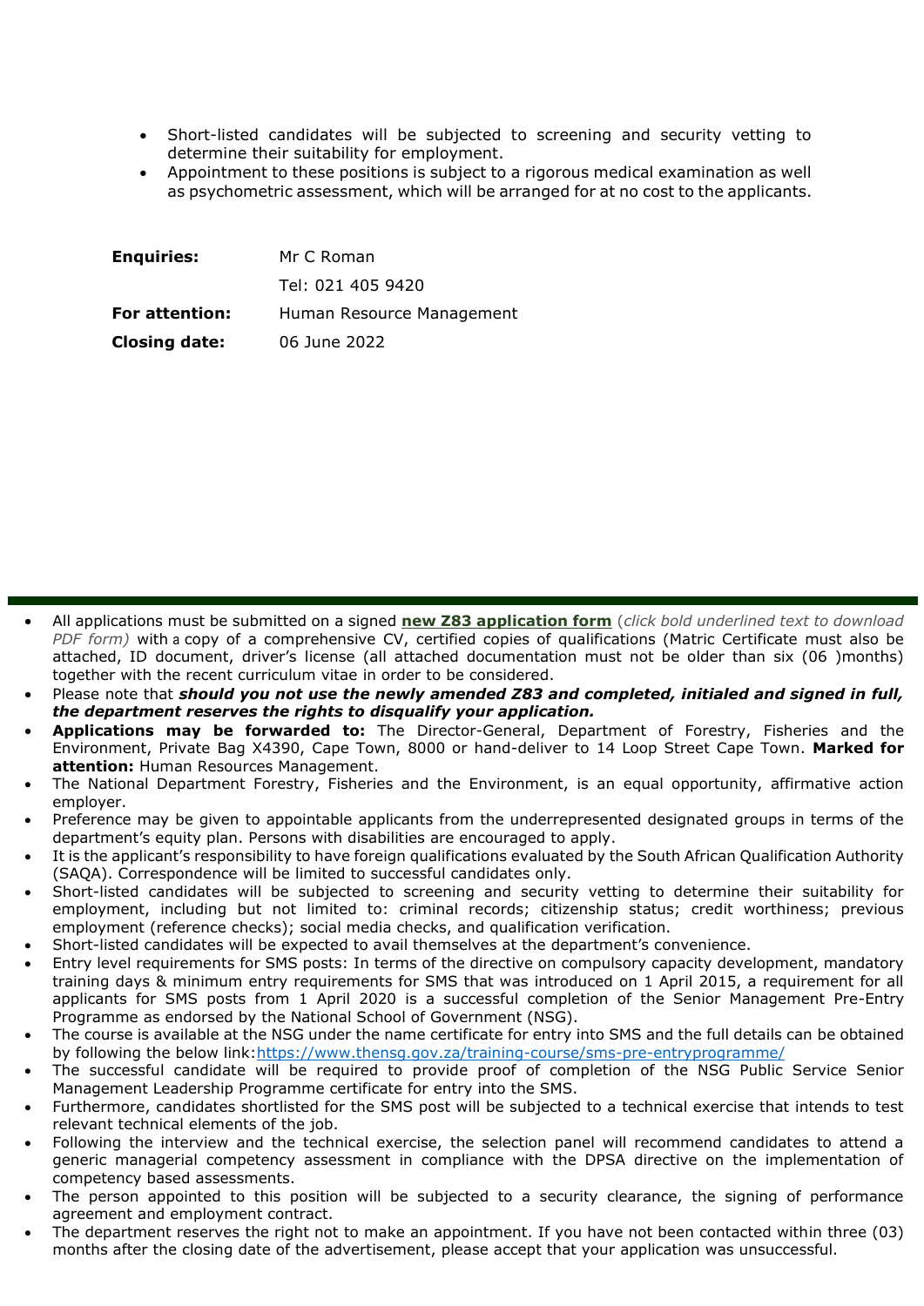- Short-listed candidates will be subjected to screening and security vetting to determine their suitability for employment.
- Appointment to these positions is subject to a rigorous medical examination as well as psychometric assessment, which will be arranged for at no cost to the applicants.

| | |
|---|---|
| **Enquiries:** | Mr C Roman |
| | Tel: 021 405 9420 |
| **For attention:** | Human Resource Management |
| **Closing date:** | 06 June 2022 |

- All applications must be submitted on a signed **new Z83 application form** (*click bold underlined text to download PDF form)* with a copy of a comprehensive CV, certified copies of qualifications (Matric Certificate must also be attached, ID document, driver's license (all attached documentation must not be older than six (06 )months) together with the recent curriculum vitae in order to be considered.
- Please note that ***should you not use the newly amended Z83 and completed, initialed and signed in full, the department reserves the rights to disqualify your application.***
- **Applications may be forwarded to:** The Director-General, Department of Forestry, Fisheries and the Environment, Private Bag X4390, Cape Town, 8000 or hand-deliver to 14 Loop Street Cape Town. **Marked for attention:** Human Resources Management.
- The National Department Forestry, Fisheries and the Environment, is an equal opportunity, affirmative action employer.
- Preference may be given to appointable applicants from the underrepresented designated groups in terms of the department's equity plan. Persons with disabilities are encouraged to apply.
- It is the applicant's responsibility to have foreign qualifications evaluated by the South African Qualification Authority (SAQA). Correspondence will be limited to successful candidates only.
- Short-listed candidates will be subjected to screening and security vetting to determine their suitability for employment, including but not limited to: criminal records; citizenship status; credit worthiness; previous employment (reference checks); social media checks, and qualification verification.
- Short-listed candidates will be expected to avail themselves at the department's convenience.
- Entry level requirements for SMS posts: In terms of the directive on compulsory capacity development, mandatory training days & minimum entry requirements for SMS that was introduced on 1 April 2015, a requirement for all applicants for SMS posts from 1 April 2020 is a successful completion of the Senior Management Pre-Entry Programme as endorsed by the National School of Government (NSG).
- The course is available at the NSG under the name certificate for entry into SMS and the full details can be obtained by following the below link:https://www.thensg.gov.za/training-course/sms-pre-entryprogramme/
- The successful candidate will be required to provide proof of completion of the NSG Public Service Senior Management Leadership Programme certificate for entry into the SMS.
- Furthermore, candidates shortlisted for the SMS post will be subjected to a technical exercise that intends to test relevant technical elements of the job.
- Following the interview and the technical exercise, the selection panel will recommend candidates to attend a generic managerial competency assessment in compliance with the DPSA directive on the implementation of competency based assessments.
- The person appointed to this position will be subjected to a security clearance, the signing of performance agreement and employment contract.
- The department reserves the right not to make an appointment. If you have not been contacted within three (03) months after the closing date of the advertisement, please accept that your application was unsuccessful.